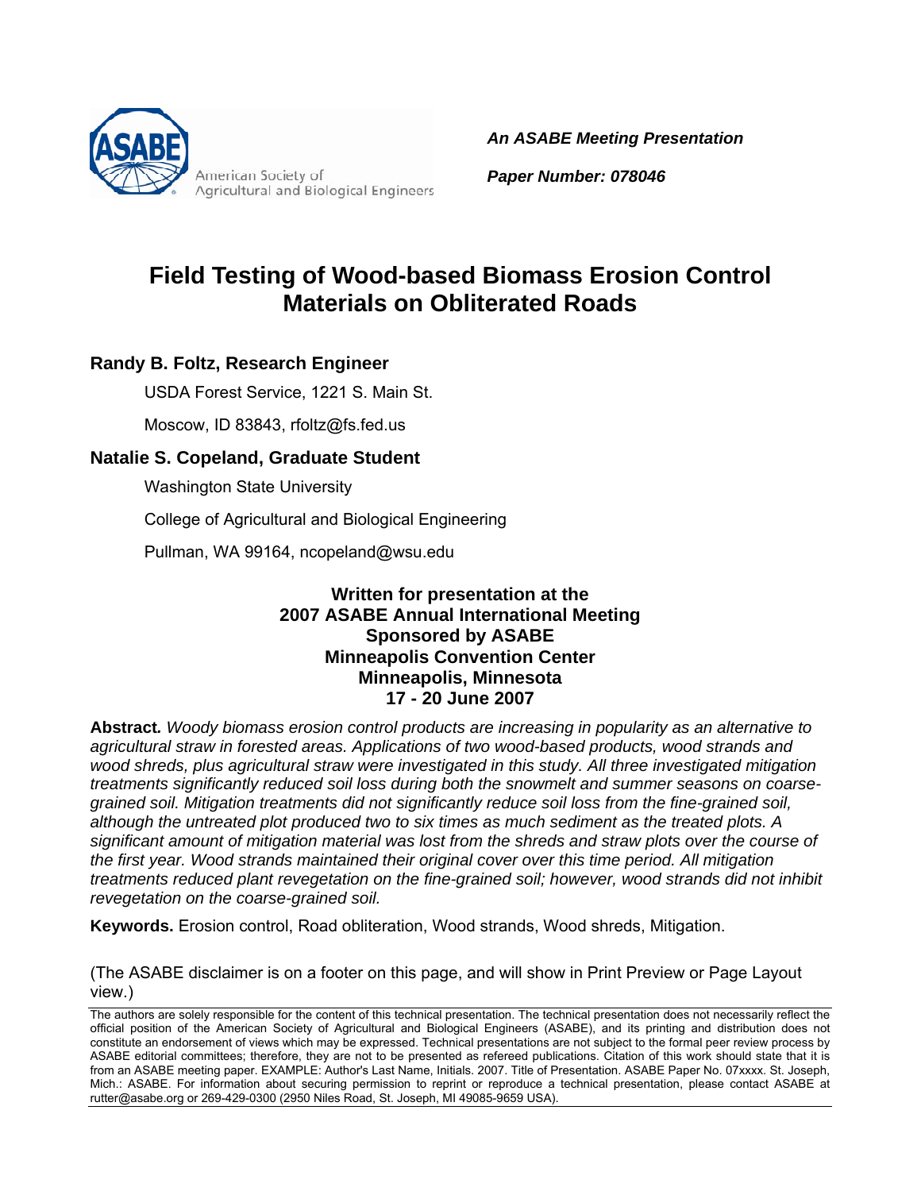American Society of Agricultural and Biological Engineers

***An ASABE Meeting Presentation***

***Paper Number: 078046***

# Field Testing of Wood-based Biomass Erosion Control Materials on Obliterated Roads

### Randy B. Foltz, Research Engineer

USDA Forest Service, 1221 S. Main St.

Moscow, ID 83843, rfoltz@fs.fed.us

### Natalie S. Copeland, Graduate Student

Washington State University

College of Agricultural and Biological Engineering

Pullman, WA 99164, ncopeland@wsu.edu

**Written for presentation at the**
**2007 ASABE Annual International Meeting**
**Sponsored by ASABE**
**Minneapolis Convention Center**
**Minneapolis, Minnesota**
**17 - 20 June 2007**

**Abstract.** *Woody biomass erosion control products are increasing in popularity as an alternative to agricultural straw in forested areas. Applications of two wood-based products, wood strands and wood shreds, plus agricultural straw were investigated in this study. All three investigated mitigation treatments significantly reduced soil loss during both the snowmelt and summer seasons on coarse-grained soil. Mitigation treatments did not significantly reduce soil loss from the fine-grained soil, although the untreated plot produced two to six times as much sediment as the treated plots. A significant amount of mitigation material was lost from the shreds and straw plots over the course of the first year. Wood strands maintained their original cover over this time period. All mitigation treatments reduced plant revegetation on the fine-grained soil; however, wood strands did not inhibit revegetation on the coarse-grained soil.*

**Keywords.** Erosion control, Road obliteration, Wood strands, Wood shreds, Mitigation.

(The ASABE disclaimer is on a footer on this page, and will show in Print Preview or Page Layout view.)

The authors are solely responsible for the content of this technical presentation. The technical presentation does not necessarily reflect the official position of the American Society of Agricultural and Biological Engineers (ASABE), and its printing and distribution does not constitute an endorsement of views which may be expressed. Technical presentations are not subject to the formal peer review process by ASABE editorial committees; therefore, they are not to be presented as refereed publications. Citation of this work should state that it is from an ASABE meeting paper. EXAMPLE: Author's Last Name, Initials. 2007. Title of Presentation. ASABE Paper No. 07xxxx. St. Joseph, Mich.: ASABE. For information about securing permission to reprint or reproduce a technical presentation, please contact ASABE at rutter@asabe.org or 269-429-0300 (2950 Niles Road, St. Joseph, MI 49085-9659 USA).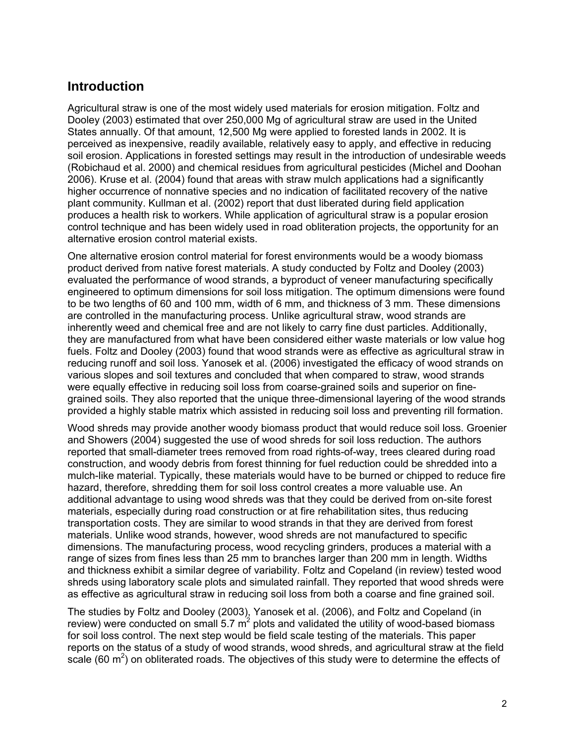## Introduction

Agricultural straw is one of the most widely used materials for erosion mitigation. Foltz and Dooley (2003) estimated that over 250,000 Mg of agricultural straw are used in the United States annually. Of that amount, 12,500 Mg were applied to forested lands in 2002. It is perceived as inexpensive, readily available, relatively easy to apply, and effective in reducing soil erosion. Applications in forested settings may result in the introduction of undesirable weeds (Robichaud et al. 2000) and chemical residues from agricultural pesticides (Michel and Doohan 2006). Kruse et al. (2004) found that areas with straw mulch applications had a significantly higher occurrence of nonnative species and no indication of facilitated recovery of the native plant community. Kullman et al. (2002) report that dust liberated during field application produces a health risk to workers. While application of agricultural straw is a popular erosion control technique and has been widely used in road obliteration projects, the opportunity for an alternative erosion control material exists.

One alternative erosion control material for forest environments would be a woody biomass product derived from native forest materials. A study conducted by Foltz and Dooley (2003) evaluated the performance of wood strands, a byproduct of veneer manufacturing specifically engineered to optimum dimensions for soil loss mitigation. The optimum dimensions were found to be two lengths of 60 and 100 mm, width of 6 mm, and thickness of 3 mm. These dimensions are controlled in the manufacturing process. Unlike agricultural straw, wood strands are inherently weed and chemical free and are not likely to carry fine dust particles. Additionally, they are manufactured from what have been considered either waste materials or low value hog fuels. Foltz and Dooley (2003) found that wood strands were as effective as agricultural straw in reducing runoff and soil loss. Yanosek et al. (2006) investigated the efficacy of wood strands on various slopes and soil textures and concluded that when compared to straw, wood strands were equally effective in reducing soil loss from coarse-grained soils and superior on fine-grained soils. They also reported that the unique three-dimensional layering of the wood strands provided a highly stable matrix which assisted in reducing soil loss and preventing rill formation.

Wood shreds may provide another woody biomass product that would reduce soil loss. Groenier and Showers (2004) suggested the use of wood shreds for soil loss reduction. The authors reported that small-diameter trees removed from road rights-of-way, trees cleared during road construction, and woody debris from forest thinning for fuel reduction could be shredded into a mulch-like material. Typically, these materials would have to be burned or chipped to reduce fire hazard, therefore, shredding them for soil loss control creates a more valuable use. An additional advantage to using wood shreds was that they could be derived from on-site forest materials, especially during road construction or at fire rehabilitation sites, thus reducing transportation costs. They are similar to wood strands in that they are derived from forest materials. Unlike wood strands, however, wood shreds are not manufactured to specific dimensions. The manufacturing process, wood recycling grinders, produces a material with a range of sizes from fines less than 25 mm to branches larger than 200 mm in length. Widths and thickness exhibit a similar degree of variability. Foltz and Copeland (in review) tested wood shreds using laboratory scale plots and simulated rainfall. They reported that wood shreds were as effective as agricultural straw in reducing soil loss from both a coarse and fine grained soil.

The studies by Foltz and Dooley (2003), Yanosek et al. (2006), and Foltz and Copeland (in review) were conducted on small 5.7 $m^2$ plots and validated the utility of wood-based biomass for soil loss control. The next step would be field scale testing of the materials. This paper reports on the status of a study of wood strands, wood shreds, and agricultural straw at the field scale (60 $m^2$) on obliterated roads. The objectives of this study were to determine the effects of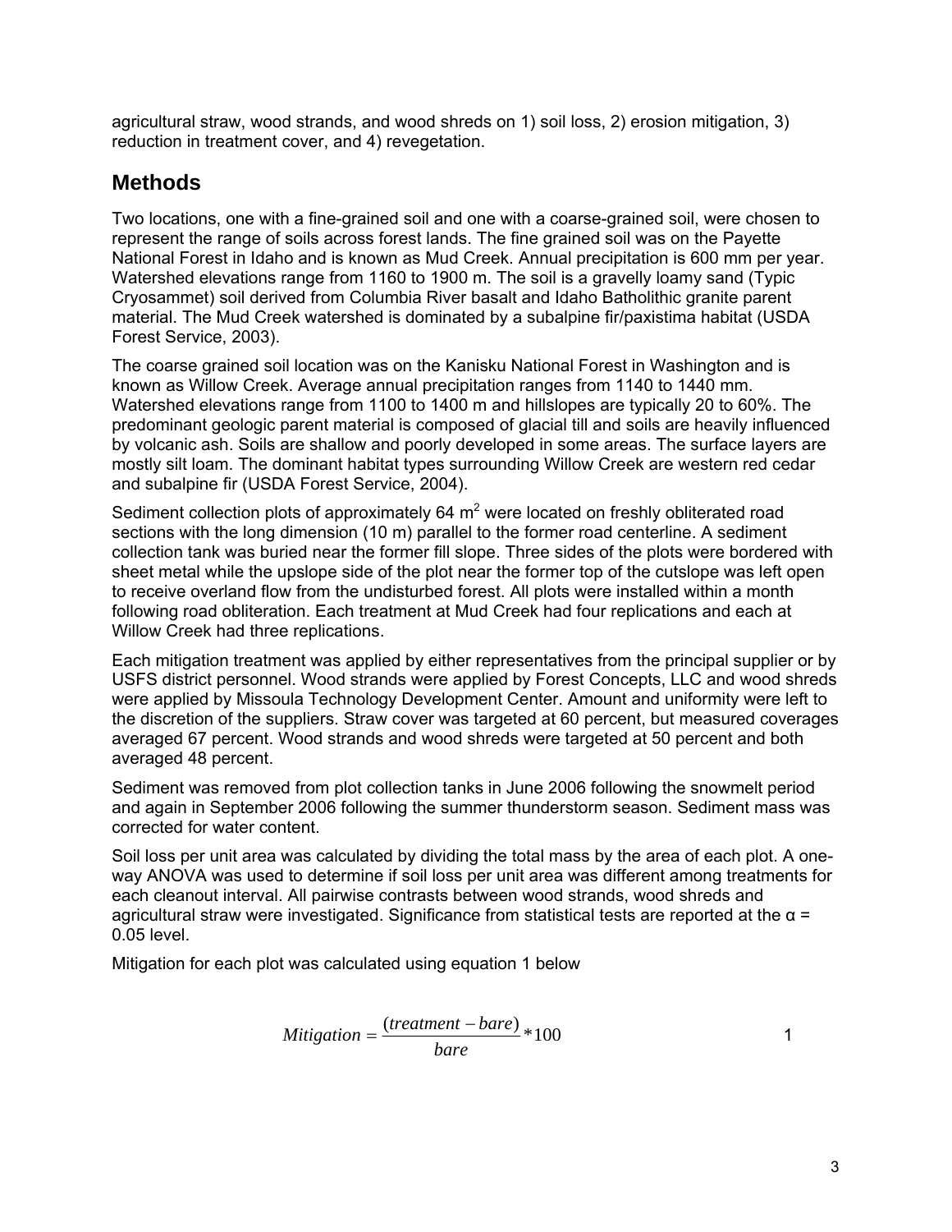agricultural straw, wood strands, and wood shreds on 1) soil loss, 2) erosion mitigation, 3) reduction in treatment cover, and 4) revegetation.

## Methods

Two locations, one with a fine-grained soil and one with a coarse-grained soil, were chosen to represent the range of soils across forest lands. The fine grained soil was on the Payette National Forest in Idaho and is known as Mud Creek. Annual precipitation is 600 mm per year. Watershed elevations range from 1160 to 1900 m. The soil is a gravelly loamy sand (Typic Cryosammet) soil derived from Columbia River basalt and Idaho Batholithic granite parent material. The Mud Creek watershed is dominated by a subalpine fir/paxistima habitat (USDA Forest Service, 2003).

The coarse grained soil location was on the Kanisku National Forest in Washington and is known as Willow Creek. Average annual precipitation ranges from 1140 to 1440 mm. Watershed elevations range from 1100 to 1400 m and hillslopes are typically 20 to 60%. The predominant geologic parent material is composed of glacial till and soils are heavily influenced by volcanic ash. Soils are shallow and poorly developed in some areas. The surface layers are mostly silt loam. The dominant habitat types surrounding Willow Creek are western red cedar and subalpine fir (USDA Forest Service, 2004).

Sediment collection plots of approximately 64 $m^2$ were located on freshly obliterated road sections with the long dimension (10 m) parallel to the former road centerline. A sediment collection tank was buried near the former fill slope. Three sides of the plots were bordered with sheet metal while the upslope side of the plot near the former top of the cutslope was left open to receive overland flow from the undisturbed forest. All plots were installed within a month following road obliteration. Each treatment at Mud Creek had four replications and each at Willow Creek had three replications.

Each mitigation treatment was applied by either representatives from the principal supplier or by USFS district personnel. Wood strands were applied by Forest Concepts, LLC and wood shreds were applied by Missoula Technology Development Center. Amount and uniformity were left to the discretion of the suppliers. Straw cover was targeted at 60 percent, but measured coverages averaged 67 percent. Wood strands and wood shreds were targeted at 50 percent and both averaged 48 percent.

Sediment was removed from plot collection tanks in June 2006 following the snowmelt period and again in September 2006 following the summer thunderstorm season. Sediment mass was corrected for water content.

Soil loss per unit area was calculated by dividing the total mass by the area of each plot. A one-way ANOVA was used to determine if soil loss per unit area was different among treatments for each cleanout interval. All pairwise contrasts between wood strands, wood shreds and agricultural straw were investigated. Significance from statistical tests are reported at the $\alpha = 0.05$ level.

Mitigation for each plot was calculated using equation 1 below

$$Mitigation = \frac{(treatment - bare)}{bare} * 100 \qquad (1)$$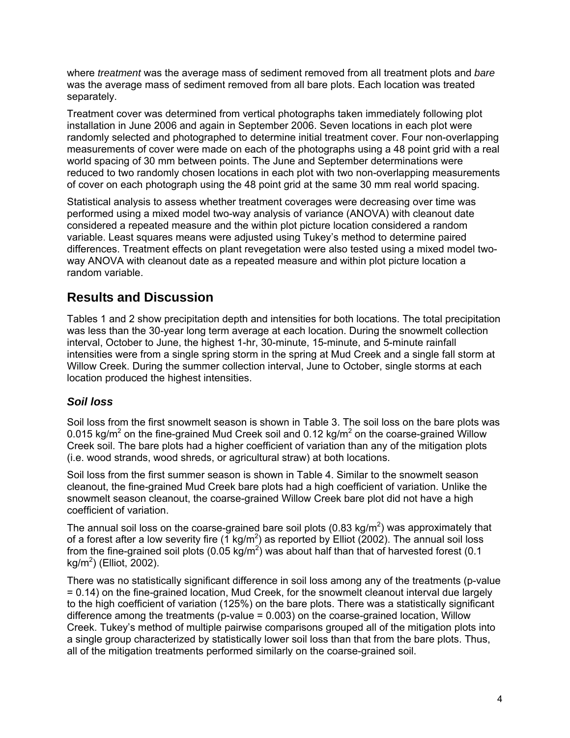where *treatment* was the average mass of sediment removed from all treatment plots and *bare* was the average mass of sediment removed from all bare plots. Each location was treated separately.

Treatment cover was determined from vertical photographs taken immediately following plot installation in June 2006 and again in September 2006. Seven locations in each plot were randomly selected and photographed to determine initial treatment cover. Four non-overlapping measurements of cover were made on each of the photographs using a 48 point grid with a real world spacing of 30 mm between points. The June and September determinations were reduced to two randomly chosen locations in each plot with two non-overlapping measurements of cover on each photograph using the 48 point grid at the same 30 mm real world spacing.

Statistical analysis to assess whether treatment coverages were decreasing over time was performed using a mixed model two-way analysis of variance (ANOVA) with cleanout date considered a repeated measure and the within plot picture location considered a random variable. Least squares means were adjusted using Tukey's method to determine paired differences. Treatment effects on plant revegetation were also tested using a mixed model two-way ANOVA with cleanout date as a repeated measure and within plot picture location a random variable.

## Results and Discussion

Tables 1 and 2 show precipitation depth and intensities for both locations. The total precipitation was less than the 30-year long term average at each location. During the snowmelt collection interval, October to June, the highest 1-hr, 30-minute, 15-minute, and 5-minute rainfall intensities were from a single spring storm in the spring at Mud Creek and a single fall storm at Willow Creek. During the summer collection interval, June to October, single storms at each location produced the highest intensities.

### *Soil loss*

Soil loss from the first snowmelt season is shown in Table 3. The soil loss on the bare plots was 0.015 kg/m$^2$ on the fine-grained Mud Creek soil and 0.12 kg/m$^2$ on the coarse-grained Willow Creek soil. The bare plots had a higher coefficient of variation than any of the mitigation plots (i.e. wood strands, wood shreds, or agricultural straw) at both locations.

Soil loss from the first summer season is shown in Table 4. Similar to the snowmelt season cleanout, the fine-grained Mud Creek bare plots had a high coefficient of variation. Unlike the snowmelt season cleanout, the coarse-grained Willow Creek bare plot did not have a high coefficient of variation.

The annual soil loss on the coarse-grained bare soil plots (0.83 kg/m$^2$) was approximately that of a forest after a low severity fire (1 kg/m$^2$) as reported by Elliot (2002). The annual soil loss from the fine-grained soil plots (0.05 kg/m$^2$) was about half than that of harvested forest (0.1 kg/m$^2$) (Elliot, 2002).

There was no statistically significant difference in soil loss among any of the treatments (p-value = 0.14) on the fine-grained location, Mud Creek, for the snowmelt cleanout interval due largely to the high coefficient of variation (125%) on the bare plots. There was a statistically significant difference among the treatments (p-value = 0.003) on the coarse-grained location, Willow Creek. Tukey's method of multiple pairwise comparisons grouped all of the mitigation plots into a single group characterized by statistically lower soil loss than that from the bare plots. Thus, all of the mitigation treatments performed similarly on the coarse-grained soil.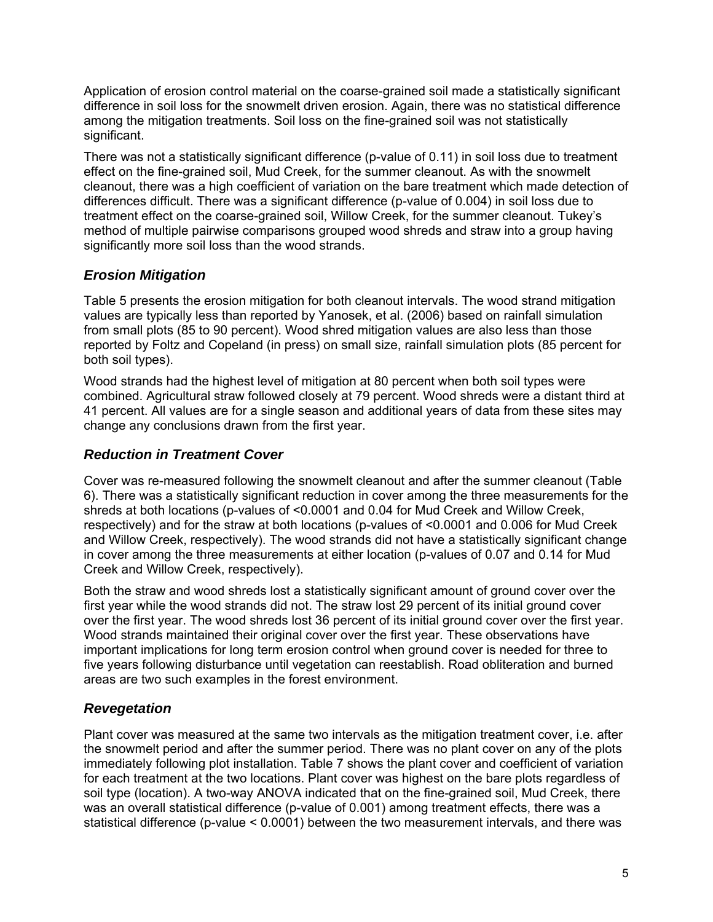Application of erosion control material on the coarse-grained soil made a statistically significant difference in soil loss for the snowmelt driven erosion. Again, there was no statistical difference among the mitigation treatments. Soil loss on the fine-grained soil was not statistically significant.

There was not a statistically significant difference (p-value of 0.11) in soil loss due to treatment effect on the fine-grained soil, Mud Creek, for the summer cleanout. As with the snowmelt cleanout, there was a high coefficient of variation on the bare treatment which made detection of differences difficult. There was a significant difference (p-value of 0.004) in soil loss due to treatment effect on the coarse-grained soil, Willow Creek, for the summer cleanout. Tukey's method of multiple pairwise comparisons grouped wood shreds and straw into a group having significantly more soil loss than the wood strands.

## *Erosion Mitigation*

Table 5 presents the erosion mitigation for both cleanout intervals. The wood strand mitigation values are typically less than reported by Yanosek, et al. (2006) based on rainfall simulation from small plots (85 to 90 percent). Wood shred mitigation values are also less than those reported by Foltz and Copeland (in press) on small size, rainfall simulation plots (85 percent for both soil types).

Wood strands had the highest level of mitigation at 80 percent when both soil types were combined. Agricultural straw followed closely at 79 percent. Wood shreds were a distant third at 41 percent. All values are for a single season and additional years of data from these sites may change any conclusions drawn from the first year.

## *Reduction in Treatment Cover*

Cover was re-measured following the snowmelt cleanout and after the summer cleanout (Table 6). There was a statistically significant reduction in cover among the three measurements for the shreds at both locations (p-values of <0.0001 and 0.04 for Mud Creek and Willow Creek, respectively) and for the straw at both locations (p-values of <0.0001 and 0.006 for Mud Creek and Willow Creek, respectively). The wood strands did not have a statistically significant change in cover among the three measurements at either location (p-values of 0.07 and 0.14 for Mud Creek and Willow Creek, respectively).

Both the straw and wood shreds lost a statistically significant amount of ground cover over the first year while the wood strands did not. The straw lost 29 percent of its initial ground cover over the first year. The wood shreds lost 36 percent of its initial ground cover over the first year. Wood strands maintained their original cover over the first year. These observations have important implications for long term erosion control when ground cover is needed for three to five years following disturbance until vegetation can reestablish. Road obliteration and burned areas are two such examples in the forest environment.

## *Revegetation*

Plant cover was measured at the same two intervals as the mitigation treatment cover, i.e. after the snowmelt period and after the summer period. There was no plant cover on any of the plots immediately following plot installation. Table 7 shows the plant cover and coefficient of variation for each treatment at the two locations. Plant cover was highest on the bare plots regardless of soil type (location). A two-way ANOVA indicated that on the fine-grained soil, Mud Creek, there was an overall statistical difference (p-value of 0.001) among treatment effects, there was a statistical difference (p-value < 0.0001) between the two measurement intervals, and there was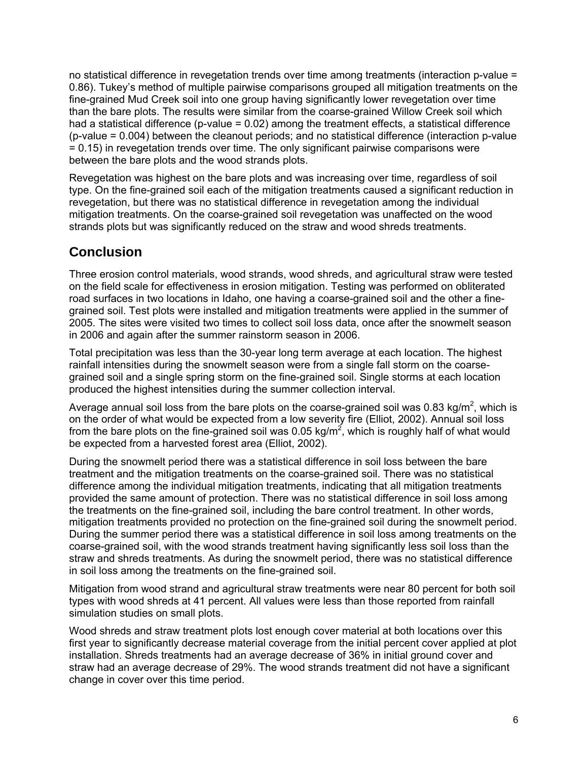no statistical difference in revegetation trends over time among treatments (interaction p-value = 0.86). Tukey's method of multiple pairwise comparisons grouped all mitigation treatments on the fine-grained Mud Creek soil into one group having significantly lower revegetation over time than the bare plots. The results were similar from the coarse-grained Willow Creek soil which had a statistical difference (p-value = 0.02) among the treatment effects, a statistical difference (p-value = 0.004) between the cleanout periods; and no statistical difference (interaction p-value = 0.15) in revegetation trends over time. The only significant pairwise comparisons were between the bare plots and the wood strands plots.

Revegetation was highest on the bare plots and was increasing over time, regardless of soil type. On the fine-grained soil each of the mitigation treatments caused a significant reduction in revegetation, but there was no statistical difference in revegetation among the individual mitigation treatments. On the coarse-grained soil revegetation was unaffected on the wood strands plots but was significantly reduced on the straw and wood shreds treatments.

## Conclusion

Three erosion control materials, wood strands, wood shreds, and agricultural straw were tested on the field scale for effectiveness in erosion mitigation. Testing was performed on obliterated road surfaces in two locations in Idaho, one having a coarse-grained soil and the other a fine-grained soil. Test plots were installed and mitigation treatments were applied in the summer of 2005. The sites were visited two times to collect soil loss data, once after the snowmelt season in 2006 and again after the summer rainstorm season in 2006.

Total precipitation was less than the 30-year long term average at each location. The highest rainfall intensities during the snowmelt season were from a single fall storm on the coarse-grained soil and a single spring storm on the fine-grained soil. Single storms at each location produced the highest intensities during the summer collection interval.

Average annual soil loss from the bare plots on the coarse-grained soil was 0.83 $kg/m^2$, which is on the order of what would be expected from a low severity fire (Elliot, 2002). Annual soil loss from the bare plots on the fine-grained soil was 0.05 $kg/m^2$, which is roughly half of what would be expected from a harvested forest area (Elliot, 2002).

During the snowmelt period there was a statistical difference in soil loss between the bare treatment and the mitigation treatments on the coarse-grained soil. There was no statistical difference among the individual mitigation treatments, indicating that all mitigation treatments provided the same amount of protection. There was no statistical difference in soil loss among the treatments on the fine-grained soil, including the bare control treatment. In other words, mitigation treatments provided no protection on the fine-grained soil during the snowmelt period. During the summer period there was a statistical difference in soil loss among treatments on the coarse-grained soil, with the wood strands treatment having significantly less soil loss than the straw and shreds treatments. As during the snowmelt period, there was no statistical difference in soil loss among the treatments on the fine-grained soil.

Mitigation from wood strand and agricultural straw treatments were near 80 percent for both soil types with wood shreds at 41 percent. All values were less than those reported from rainfall simulation studies on small plots.

Wood shreds and straw treatment plots lost enough cover material at both locations over this first year to significantly decrease material coverage from the initial percent cover applied at plot installation. Shreds treatments had an average decrease of 36% in initial ground cover and straw had an average decrease of 29%. The wood strands treatment did not have a significant change in cover over this time period.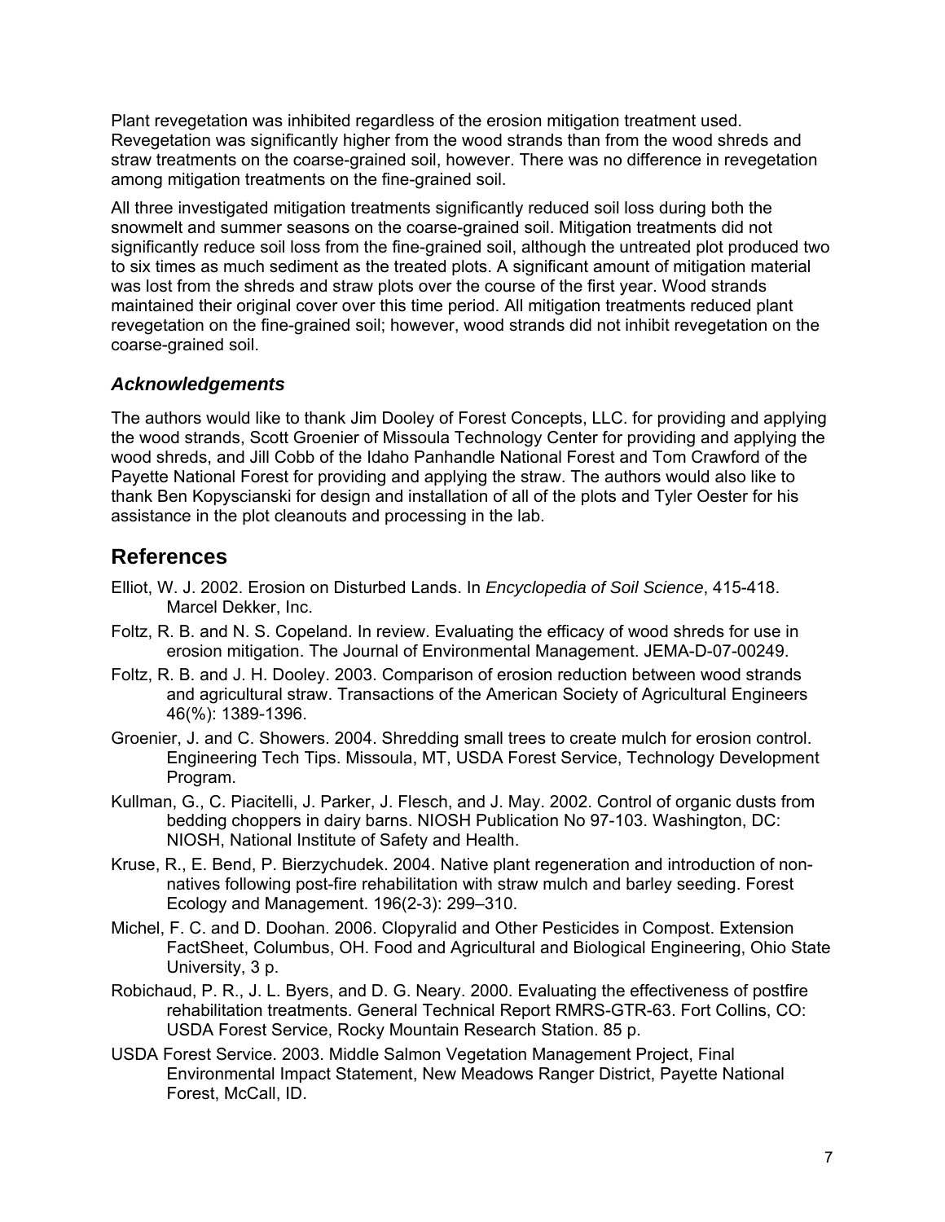Plant revegetation was inhibited regardless of the erosion mitigation treatment used. Revegetation was significantly higher from the wood strands than from the wood shreds and straw treatments on the coarse-grained soil, however. There was no difference in revegetation among mitigation treatments on the fine-grained soil.

All three investigated mitigation treatments significantly reduced soil loss during both the snowmelt and summer seasons on the coarse-grained soil. Mitigation treatments did not significantly reduce soil loss from the fine-grained soil, although the untreated plot produced two to six times as much sediment as the treated plots. A significant amount of mitigation material was lost from the shreds and straw plots over the course of the first year. Wood strands maintained their original cover over this time period. All mitigation treatments reduced plant revegetation on the fine-grained soil; however, wood strands did not inhibit revegetation on the coarse-grained soil.

### *Acknowledgements*

The authors would like to thank Jim Dooley of Forest Concepts, LLC. for providing and applying the wood strands, Scott Groenier of Missoula Technology Center for providing and applying the wood shreds, and Jill Cobb of the Idaho Panhandle National Forest and Tom Crawford of the Payette National Forest for providing and applying the straw. The authors would also like to thank Ben Kopyscianski for design and installation of all of the plots and Tyler Oester for his assistance in the plot cleanouts and processing in the lab.

## References

Elliot, W. J. 2002. Erosion on Disturbed Lands. In *Encyclopedia of Soil Science*, 415-418. Marcel Dekker, Inc.

Foltz, R. B. and N. S. Copeland. In review. Evaluating the efficacy of wood shreds for use in erosion mitigation. The Journal of Environmental Management. JEMA-D-07-00249.

Foltz, R. B. and J. H. Dooley. 2003. Comparison of erosion reduction between wood strands and agricultural straw. Transactions of the American Society of Agricultural Engineers 46(%): 1389-1396.

Groenier, J. and C. Showers. 2004. Shredding small trees to create mulch for erosion control. Engineering Tech Tips. Missoula, MT, USDA Forest Service, Technology Development Program.

Kullman, G., C. Piacitelli, J. Parker, J. Flesch, and J. May. 2002. Control of organic dusts from bedding choppers in dairy barns. NIOSH Publication No 97-103. Washington, DC: NIOSH, National Institute of Safety and Health.

Kruse, R., E. Bend, P. Bierzychudek. 2004. Native plant regeneration and introduction of non-natives following post-fire rehabilitation with straw mulch and barley seeding. Forest Ecology and Management. 196(2-3): 299–310.

Michel, F. C. and D. Doohan. 2006. Clopyralid and Other Pesticides in Compost. Extension FactSheet, Columbus, OH. Food and Agricultural and Biological Engineering, Ohio State University, 3 p.

Robichaud, P. R., J. L. Byers, and D. G. Neary. 2000. Evaluating the effectiveness of postfire rehabilitation treatments. General Technical Report RMRS-GTR-63. Fort Collins, CO: USDA Forest Service, Rocky Mountain Research Station. 85 p.

USDA Forest Service. 2003. Middle Salmon Vegetation Management Project, Final Environmental Impact Statement, New Meadows Ranger District, Payette National Forest, McCall, ID.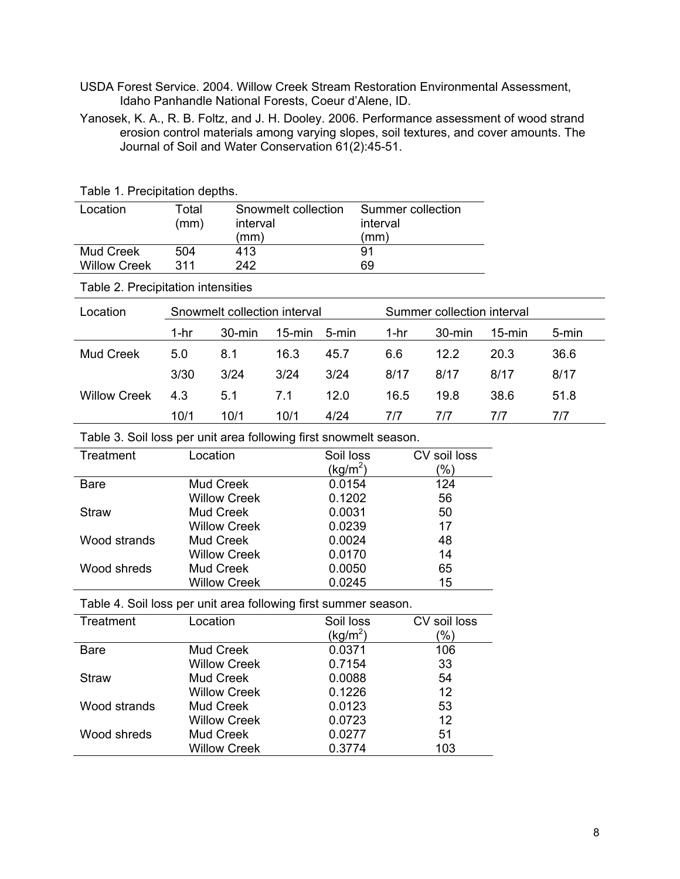USDA Forest Service. 2004. Willow Creek Stream Restoration Environmental Assessment, Idaho Panhandle National Forests, Coeur d'Alene, ID.

Yanosek, K. A., R. B. Foltz, and J. H. Dooley. 2006. Performance assessment of wood strand erosion control materials among varying slopes, soil textures, and cover amounts. The Journal of Soil and Water Conservation 61(2):45-51.

Table 1. Precipitation depths.

| Location | Total (mm) | Snowmelt collection interval (mm) | Summer collection interval (mm) |
|---|---|---|---|
| Mud Creek | 504 | 413 | 91 |
| Willow Creek | 311 | 242 | 69 |

Table 2. Precipitation intensities

| Location | Snowmelt collection interval | | | | Summer collection interval | | | |
|---|---|---|---|---|---|---|---|---|
| | 1-hr | 30-min | 15-min | 5-min | 1-hr | 30-min | 15-min | 5-min |
| Mud Creek | 5.0 | 8.1 | 16.3 | 45.7 | 6.6 | 12.2 | 20.3 | 36.6 |
| | 3/30 | 3/24 | 3/24 | 3/24 | 8/17 | 8/17 | 8/17 | 8/17 |
| Willow Creek | 4.3 | 5.1 | 7.1 | 12.0 | 16.5 | 19.8 | 38.6 | 51.8 |
| | 10/1 | 10/1 | 10/1 | 4/24 | 7/7 | 7/7 | 7/7 | 7/7 |

Table 3. Soil loss per unit area following first snowmelt season.

| Treatment | Location | Soil loss ($kg/m^2$) | CV soil loss (%) |
|---|---|---|---|
| Bare | Mud Creek | 0.0154 | 124 |
| | Willow Creek | 0.1202 | 56 |
| Straw | Mud Creek | 0.0031 | 50 |
| | Willow Creek | 0.0239 | 17 |
| Wood strands | Mud Creek | 0.0024 | 48 |
| | Willow Creek | 0.0170 | 14 |
| Wood shreds | Mud Creek | 0.0050 | 65 |
| | Willow Creek | 0.0245 | 15 |

Table 4. Soil loss per unit area following first summer season.

| Treatment | Location | Soil loss ($kg/m^2$) | CV soil loss (%) |
|---|---|---|---|
| Bare | Mud Creek | 0.0371 | 106 |
| | Willow Creek | 0.7154 | 33 |
| Straw | Mud Creek | 0.0088 | 54 |
| | Willow Creek | 0.1226 | 12 |
| Wood strands | Mud Creek | 0.0123 | 53 |
| | Willow Creek | 0.0723 | 12 |
| Wood shreds | Mud Creek | 0.0277 | 51 |
| | Willow Creek | 0.3774 | 103 |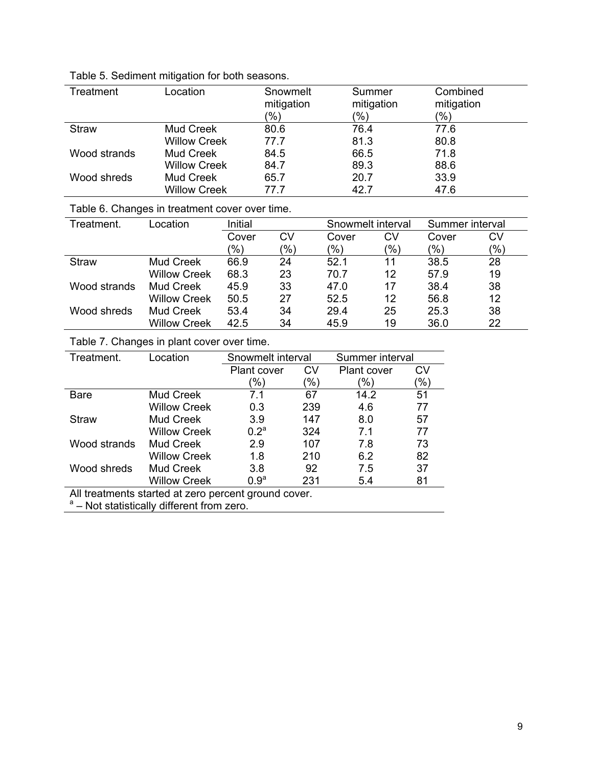Table 5. Sediment mitigation for both seasons.

| Treatment | Location | Snowmelt mitigation (%) | Summer mitigation (%) | Combined mitigation (%) |
|---|---|---|---|---|
| Straw | Mud Creek | 80.6 | 76.4 | 77.6 |
| | Willow Creek | 77.7 | 81.3 | 80.8 |
| Wood strands | Mud Creek | 84.5 | 66.5 | 71.8 |
| | Willow Creek | 84.7 | 89.3 | 88.6 |
| Wood shreds | Mud Creek | 65.7 | 20.7 | 33.9 |
| | Willow Creek | 77.7 | 42.7 | 47.6 |

Table 6. Changes in treatment cover over time.

| Treatment. | Location | Initial | | Snowmelt interval | | Summer interval | |
|---|---|---|---|---|---|---|---|
| | | Cover (%) | CV (%) | Cover (%) | CV (%) | Cover (%) | CV (%) |
| Straw | Mud Creek | 66.9 | 24 | 52.1 | 11 | 38.5 | 28 |
| | Willow Creek | 68.3 | 23 | 70.7 | 12 | 57.9 | 19 |
| Wood strands | Mud Creek | 45.9 | 33 | 47.0 | 17 | 38.4 | 38 |
| | Willow Creek | 50.5 | 27 | 52.5 | 12 | 56.8 | 12 |
| Wood shreds | Mud Creek | 53.4 | 34 | 29.4 | 25 | 25.3 | 38 |
| | Willow Creek | 42.5 | 34 | 45.9 | 19 | 36.0 | 22 |

Table 7. Changes in plant cover over time.

| Treatment. | Location | Snowmelt interval | | Summer interval | |
|---|---|---|---|---|---|
| | | Plant cover (%) | CV (%) | Plant cover (%) | CV (%) |
| Bare | Mud Creek | 7.1 | 67 | 14.2 | 51 |
| | Willow Creek | 0.3 | 239 | 4.6 | 77 |
| Straw | Mud Creek | 3.9 | 147 | 8.0 | 57 |
| | Willow Creek | 0.2[a] | 324 | 7.1 | 77 |
| Wood strands | Mud Creek | 2.9 | 107 | 7.8 | 73 |
| | Willow Creek | 1.8 | 210 | 6.2 | 82 |
| Wood shreds | Mud Creek | 3.8 | 92 | 7.5 | 37 |
| | Willow Creek | 0.9[a] | 231 | 5.4 | 81 |

All treatments started at zero percent ground cover.
[a] – Not statistically different from zero.